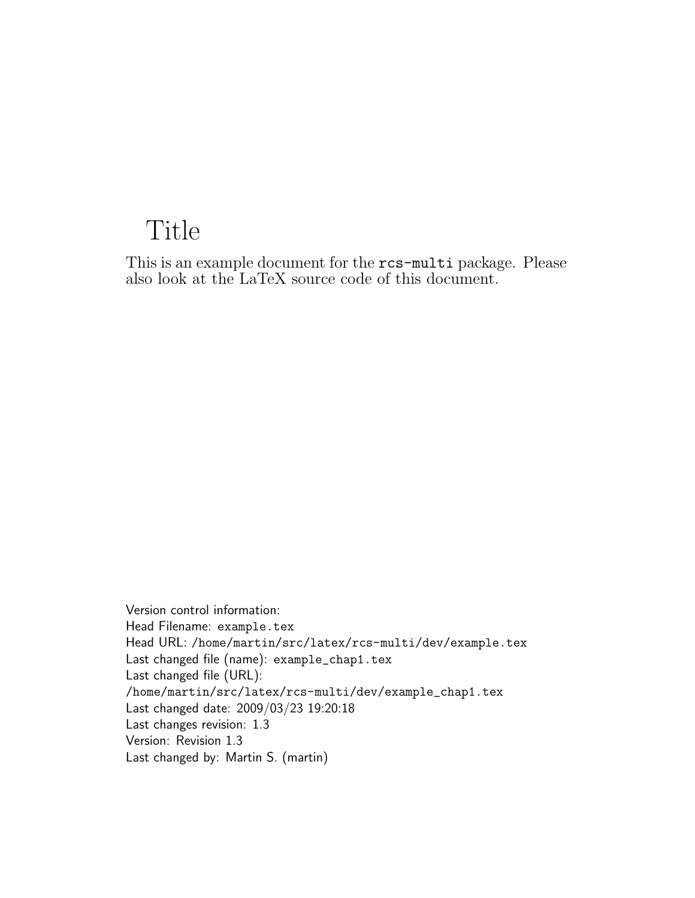# Title

This is an example document for the `rcs-multi` package. Please also look at the LaTeX source code of this document.

Version control information:
Head Filename: `example.tex`
Head URL: `/home/martin/src/latex/rcs-multi/dev/example.tex`
Last changed file (name): `example_chap1.tex`
Last changed file (URL):
`/home/martin/src/latex/rcs-multi/dev/example_chap1.tex`
Last changed date: 2009/03/23 19:20:18
Last changes revision: 1.3
Version: Revision 1.3
Last changed by: Martin S. (martin)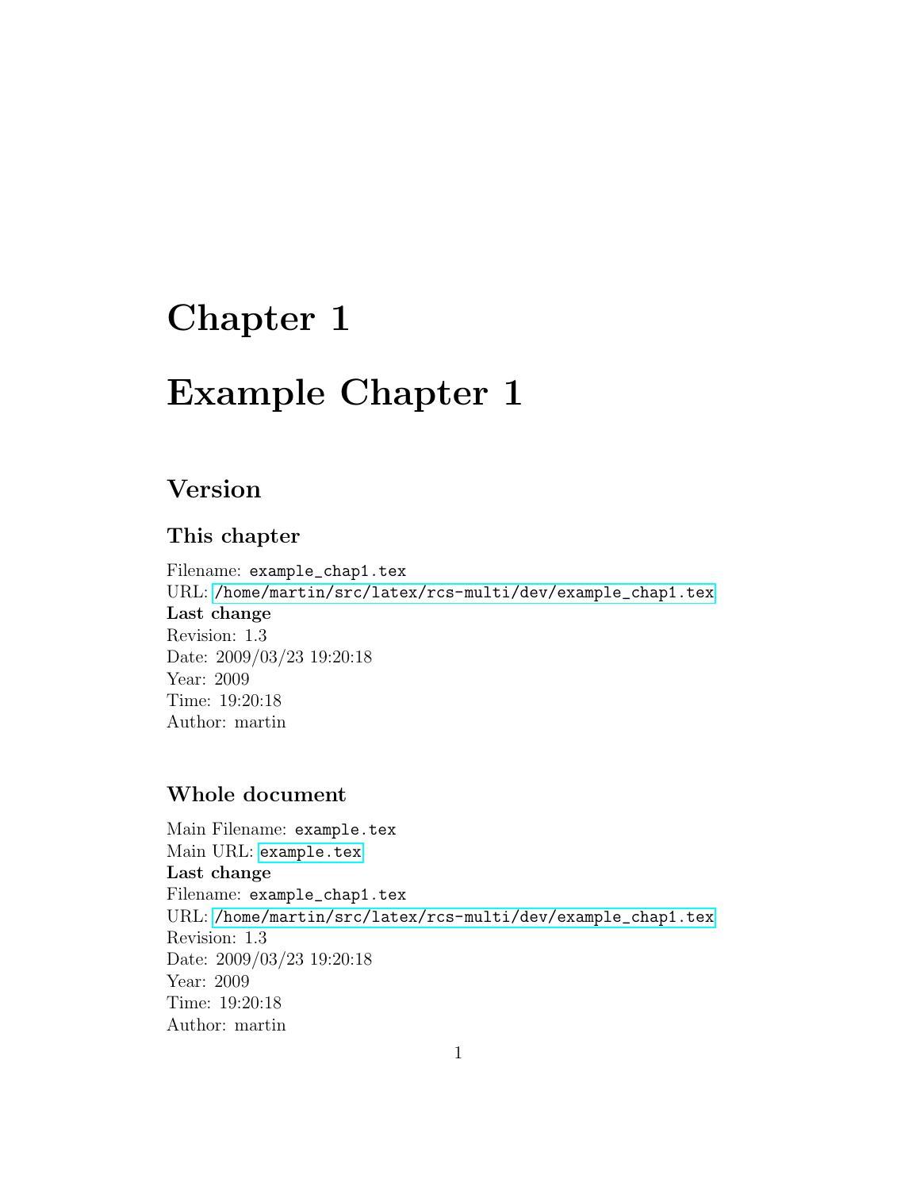# Chapter 1

# Example Chapter 1

## Version

### This chapter

Filename: `example_chap1.tex`  
URL: `/home/martin/src/latex/rcs-multi/dev/example_chap1.tex`  
**Last change**  
Revision: 1.3  
Date: 2009/03/23 19:20:18  
Year: 2009  
Time: 19:20:18  
Author: martin

### Whole document

Main Filename: `example.tex`  
Main URL: `example.tex`  
**Last change**  
Filename: `example_chap1.tex`  
URL: `/home/martin/src/latex/rcs-multi/dev/example_chap1.tex`  
Revision: 1.3  
Date: 2009/03/23 19:20:18  
Year: 2009  
Time: 19:20:18  
Author: martin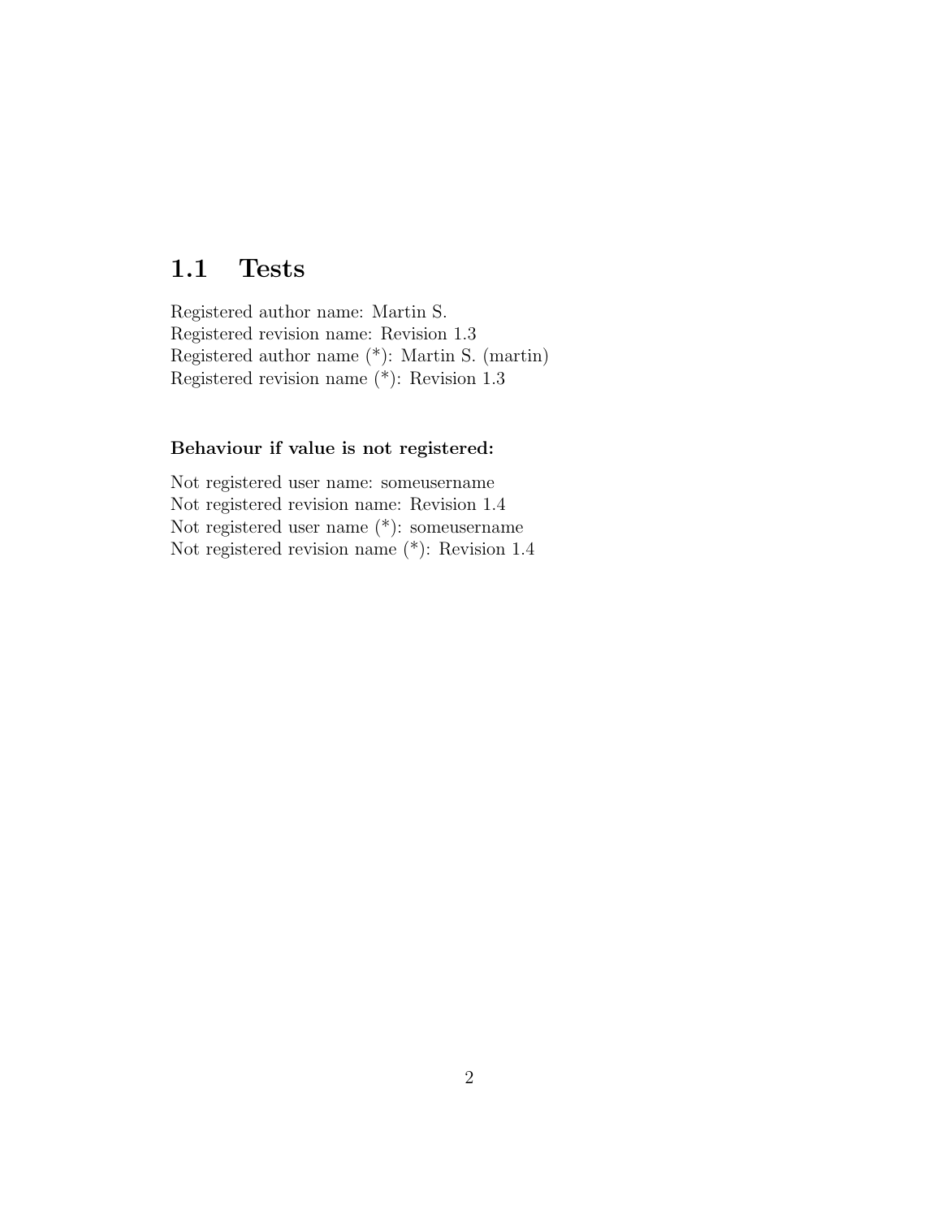## 1.1 Tests

Registered author name: Martin S.
Registered revision name: Revision 1.3
Registered author name (*): Martin S. (martin)
Registered revision name (*): Revision 1.3

#### Behaviour if value is not registered:

Not registered user name: someusername
Not registered revision name: Revision 1.4
Not registered user name (*): someusername
Not registered revision name (*): Revision 1.4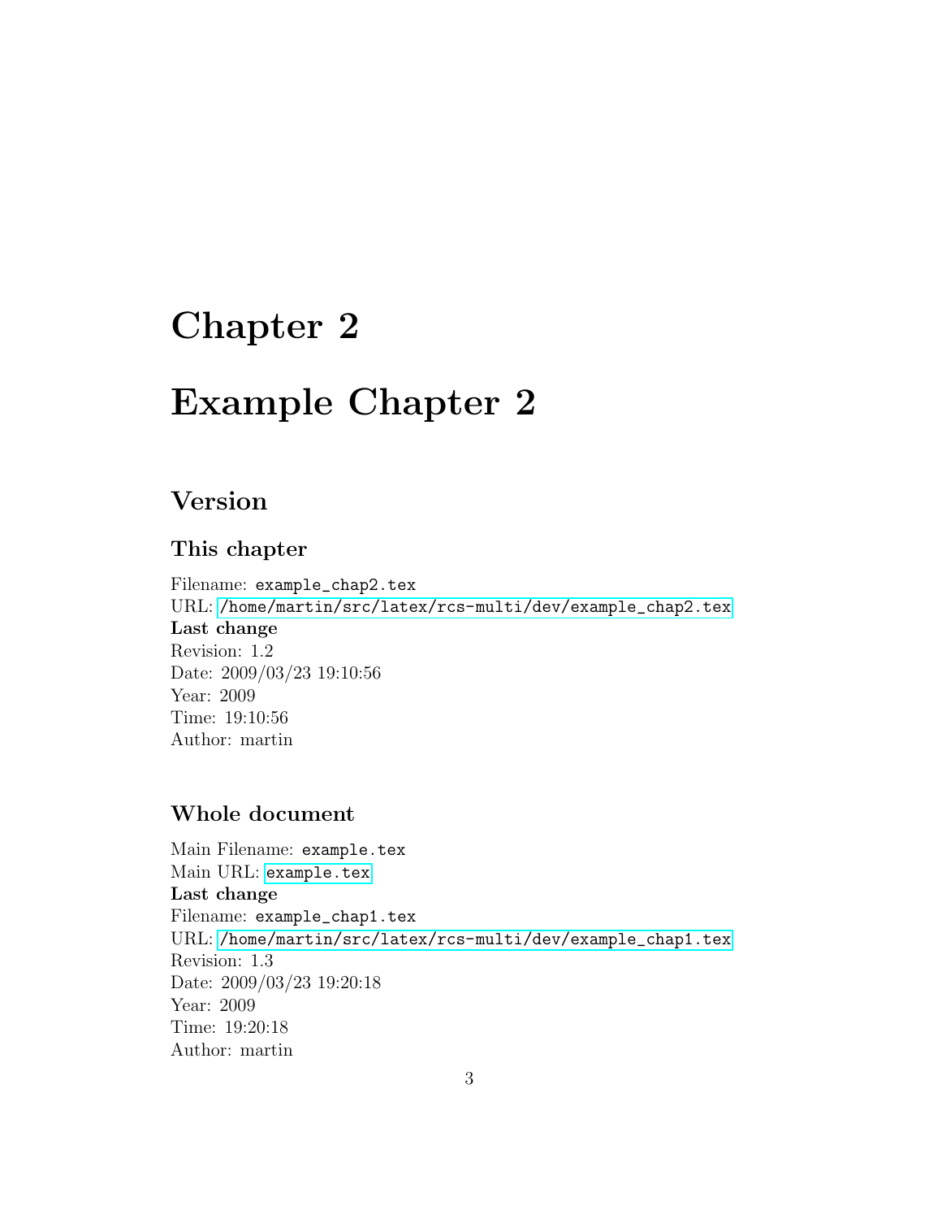# Chapter 2

# Example Chapter 2

## Version

### This chapter

Filename: `example_chap2.tex`
URL: `/home/martin/src/latex/rcs-multi/dev/example_chap2.tex`
**Last change**
Revision: 1.2
Date: 2009/03/23 19:10:56
Year: 2009
Time: 19:10:56
Author: martin

### Whole document

Main Filename: `example.tex`
Main URL: `example.tex`
**Last change**
Filename: `example_chap1.tex`
URL: `/home/martin/src/latex/rcs-multi/dev/example_chap1.tex`
Revision: 1.3
Date: 2009/03/23 19:20:18
Year: 2009
Time: 19:20:18
Author: martin